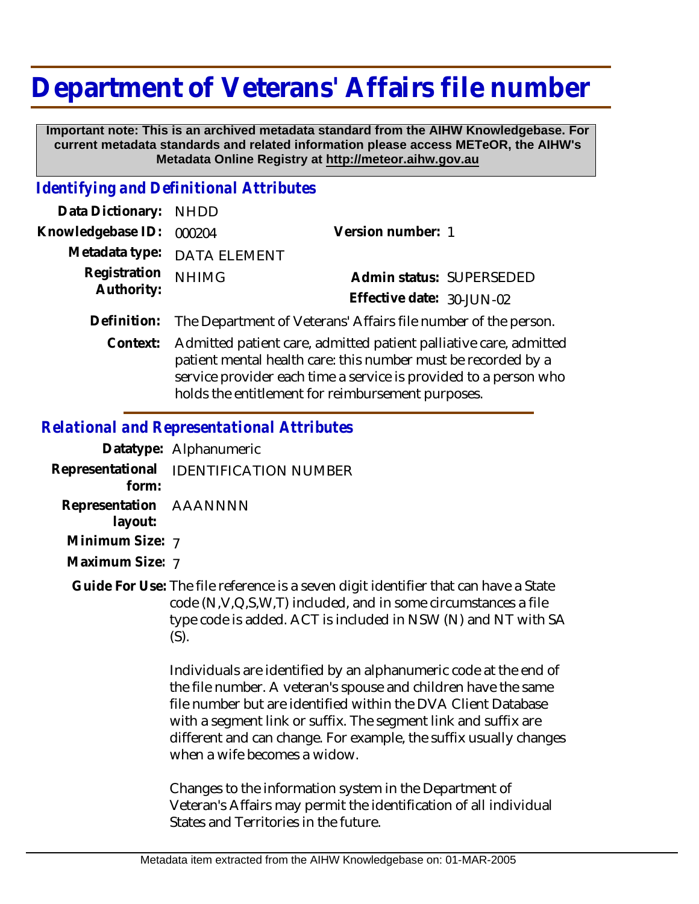# Department of Veterans' Affairs file number

**Important note: This is an archived metadata standard from the AIHW Knowledgebase. For current metadata standards and related information please access METeOR, the AIHW's Metadata Online Registry at http://meteor.aihw.gov.au**

## *Identifying and Definitional Attributes*

| | | | |
|---|---|---|---|
| **Data Dictionary:** | NHDD | | |
| **Knowledgebase ID:** | 000204 | **Version number:** | 1 |
| **Metadata type:** | DATA ELEMENT | | |
| **Registration Authority:** | NHIMG | **Admin status:** | SUPERSEDED |
| | | **Effective date:** | 30-JUN-02 |

**Definition:** The Department of Veterans' Affairs file number of the person.

**Context:** Admitted patient care, admitted patient palliative care, admitted patient mental health care: this number must be recorded by a service provider each time a service is provided to a person who holds the entitlement for reimbursement purposes.

## *Relational and Representational Attributes*

**Datatype:** Alphanumeric

**Representational form:** IDENTIFICATION NUMBER

**Representation layout:** AAANNNN

**Minimum Size:** 7

**Maximum Size:** 7

**Guide For Use:** The file reference is a seven digit identifier that can have a State code (N,V,Q,S,W,T) included, and in some circumstances a file type code is added. ACT is included in NSW (N) and NT with SA (S).

Individuals are identified by an alphanumeric code at the end of the file number. A veteran's spouse and children have the same file number but are identified within the DVA Client Database with a segment link or suffix. The segment link and suffix are different and can change. For example, the suffix usually changes when a wife becomes a widow.

Changes to the information system in the Department of Veteran's Affairs may permit the identification of all individual States and Territories in the future.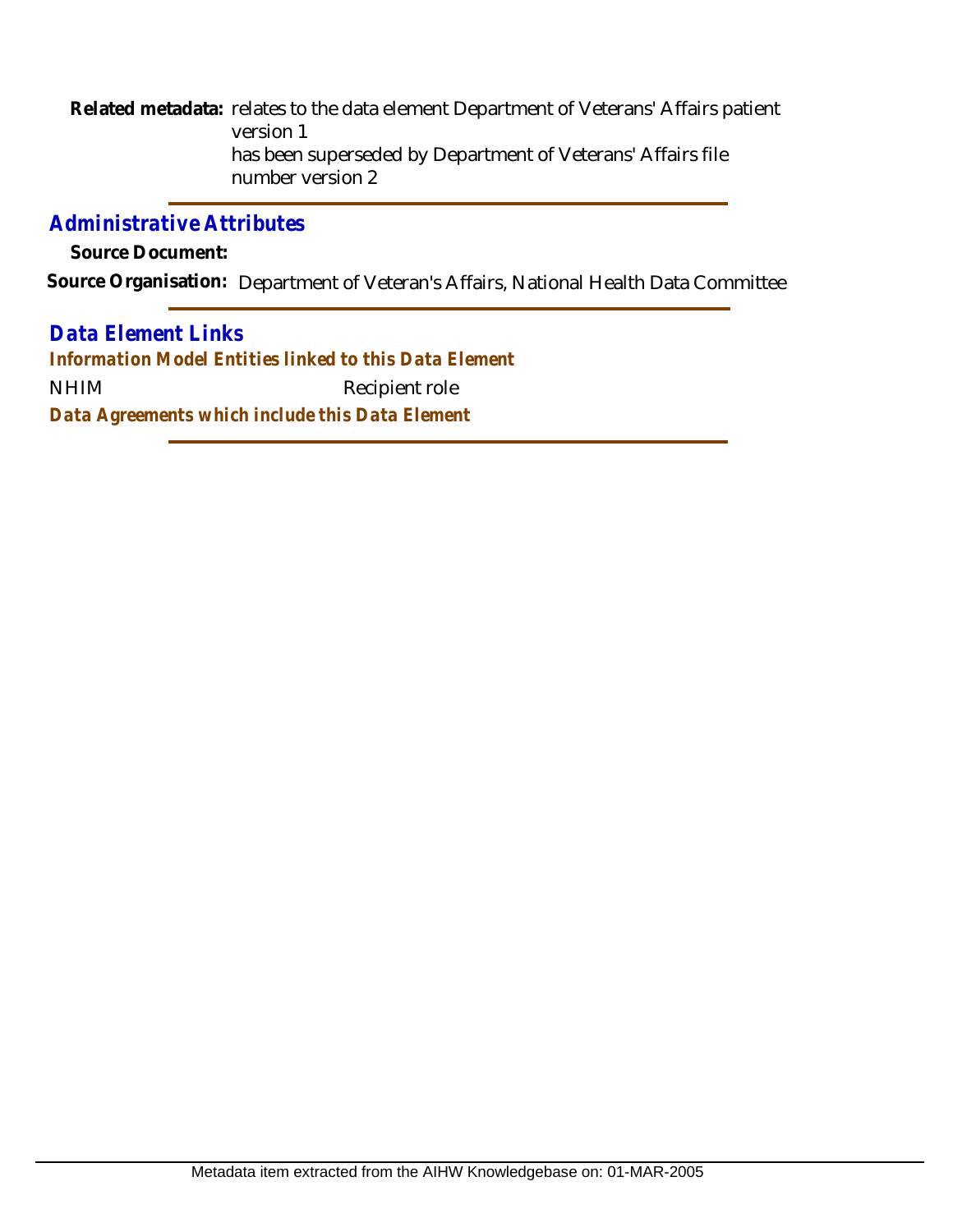**Related metadata:** relates to the data element Department of Veterans' Affairs patient version 1
has been superseded by Department of Veterans' Affairs file number version 2

## Administrative Attributes

**Source Document:**

**Source Organisation:** Department of Veteran's Affairs, National Health Data Committee

## Data Element Links

***Information Model Entities linked to this Data Element***

| | |
|---|---|
| NHIM | Recipient role |

***Data Agreements which include this Data Element***

Metadata item extracted from the AIHW Knowledgebase on: 01-MAR-2005